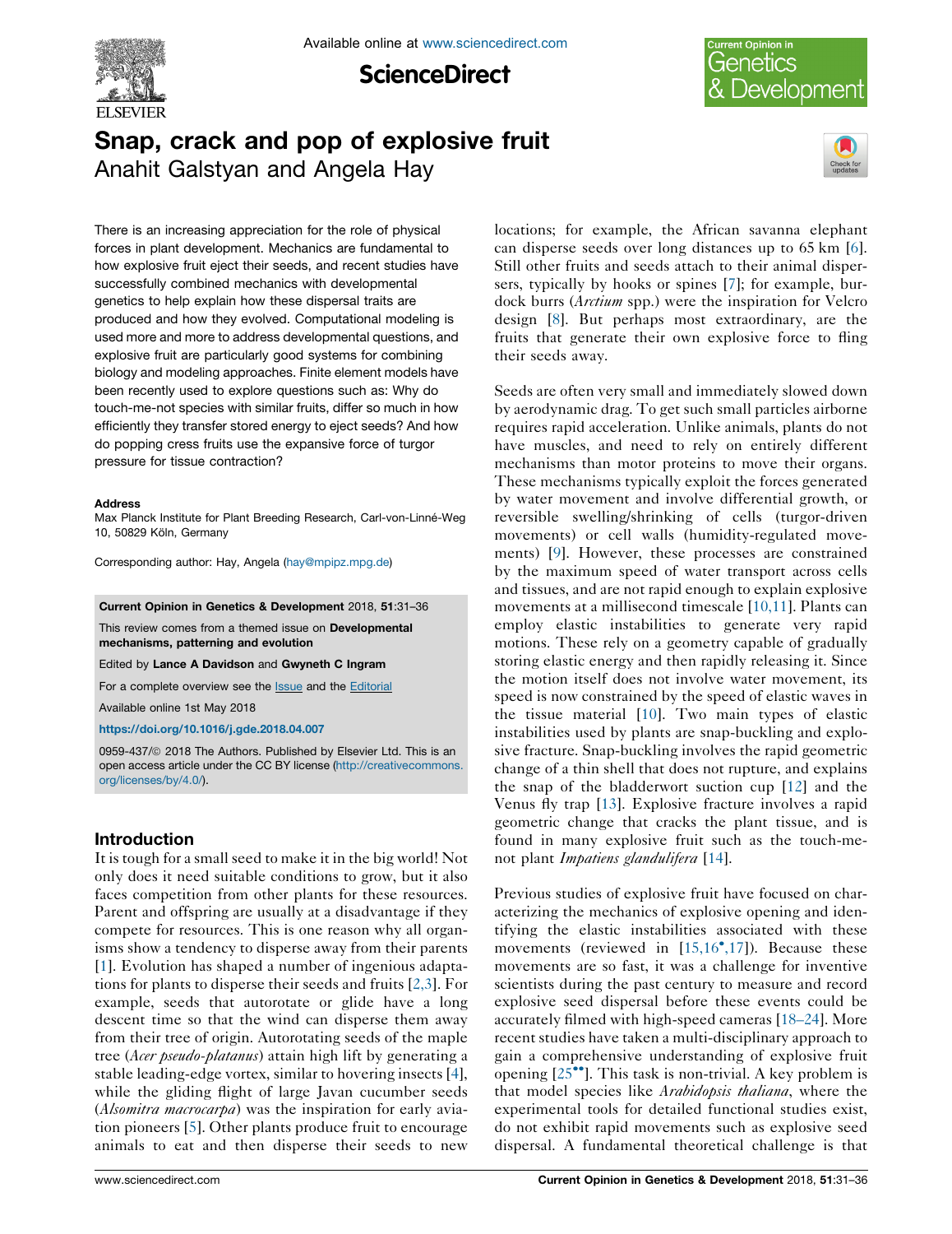# Snap, crack and pop of explosive fruit

Anahit Galstyan and Angela Hay

There is an increasing appreciation for the role of physical forces in plant development. Mechanics are fundamental to how explosive fruit eject their seeds, and recent studies have successfully combined mechanics with developmental genetics to help explain how these dispersal traits are produced and how they evolved. Computational modeling is used more and more to address developmental questions, and explosive fruit are particularly good systems for combining biology and modeling approaches. Finite element models have been recently used to explore questions such as: Why do touch-me-not species with similar fruits, differ so much in how efficiently they transfer stored energy to eject seeds? And how do popping cress fruits use the expansive force of turgor pressure for tissue contraction?

**Address**

Max Planck Institute for Plant Breeding Research, Carl-von-Linné-Weg 10, 50829 Köln, Germany

Corresponding author: Hay, Angela (hay@mpipz.mpg.de)

**Current Opinion in Genetics & Development** 2018, **51**:31–36

This review comes from a themed issue on **Developmental mechanisms, patterning and evolution**

Edited by **Lance A Davidson** and **Gwyneth C Ingram**

For a complete overview see the Issue and the Editorial

Available online 1st May 2018

https://doi.org/10.1016/j.gde.2018.04.007

0959-437/© 2018 The Authors. Published by Elsevier Ltd. This is an open access article under the CC BY license (http://creativecommons.org/licenses/by/4.0/).

## Introduction

It is tough for a small seed to make it in the big world! Not only does it need suitable conditions to grow, but it also faces competition from other plants for these resources. Parent and offspring are usually at a disadvantage if they compete for resources. This is one reason why all organisms show a tendency to disperse away from their parents [1]. Evolution has shaped a number of ingenious adaptations for plants to disperse their seeds and fruits [2,3]. For example, seeds that autorotate or glide have a long descent time so that the wind can disperse them away from their tree of origin. Autorotating seeds of the maple tree (*Acer pseudo-platanus*) attain high lift by generating a stable leading-edge vortex, similar to hovering insects [4], while the gliding flight of large Javan cucumber seeds (*Alsomitra macrocarpa*) was the inspiration for early aviation pioneers [5]. Other plants produce fruit to encourage animals to eat and then disperse their seeds to new locations; for example, the African savanna elephant can disperse seeds over long distances up to 65 km [6]. Still other fruits and seeds attach to their animal dispersers, typically by hooks or spines [7]; for example, burdock burrs (*Arctium* spp.) were the inspiration for Velcro design [8]. But perhaps most extraordinary, are the fruits that generate their own explosive force to fling their seeds away.

Seeds are often very small and immediately slowed down by aerodynamic drag. To get such small particles airborne requires rapid acceleration. Unlike animals, plants do not have muscles, and need to rely on entirely different mechanisms than motor proteins to move their organs. These mechanisms typically exploit the forces generated by water movement and involve differential growth, or reversible swelling/shrinking of cells (turgor-driven movements) or cell walls (humidity-regulated movements) [9]. However, these processes are constrained by the maximum speed of water transport across cells and tissues, and are not rapid enough to explain explosive movements at a millisecond timescale [10,11]. Plants can employ elastic instabilities to generate very rapid motions. These rely on a geometry capable of gradually storing elastic energy and then rapidly releasing it. Since the motion itself does not involve water movement, its speed is now constrained by the speed of elastic waves in the tissue material [10]. Two main types of elastic instabilities used by plants are snap-buckling and explosive fracture. Snap-buckling involves the rapid geometric change of a thin shell that does not rupture, and explains the snap of the bladderwort suction cup [12] and the Venus fly trap [13]. Explosive fracture involves a rapid geometric change that cracks the plant tissue, and is found in many explosive fruit such as the touch-me-not plant *Impatiens glandulifera* [14].

Previous studies of explosive fruit have focused on characterizing the mechanics of explosive opening and identifying the elastic instabilities associated with these movements (reviewed in [15,16•,17]). Because these movements are so fast, it was a challenge for inventive scientists during the past century to measure and record explosive seed dispersal before these events could be accurately filmed with high-speed cameras [18–24]. More recent studies have taken a multi-disciplinary approach to gain a comprehensive understanding of explosive fruit opening [25••]. This task is non-trivial. A key problem is that model species like *Arabidopsis thaliana*, where the experimental tools for detailed functional studies exist, do not exhibit rapid movements such as explosive seed dispersal. A fundamental theoretical challenge is that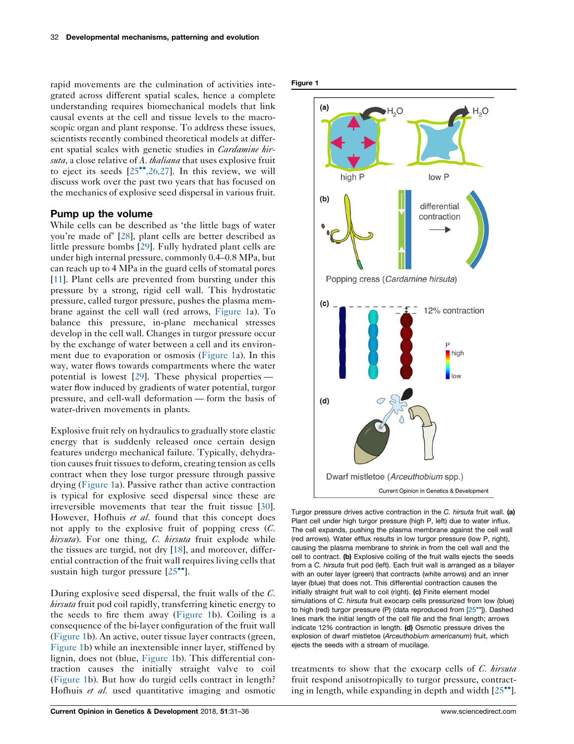rapid movements are the culmination of activities integrated across different spatial scales, hence a complete understanding requires biomechanical models that link causal events at the cell and tissue levels to the macroscopic organ and plant response. To address these issues, scientists recently combined theoretical models at different spatial scales with genetic studies in *Cardamine hirsuta*, a close relative of *A. thaliana* that uses explosive fruit to eject its seeds [25••,26,27]. In this review, we will discuss work over the past two years that has focused on the mechanics of explosive seed dispersal in various fruit.

## Pump up the volume

While cells can be described as 'the little bags of water you're made of' [28], plant cells are better described as little pressure bombs [29]. Fully hydrated plant cells are under high internal pressure, commonly 0.4–0.8 MPa, but can reach up to 4 MPa in the guard cells of stomatal pores [11]. Plant cells are prevented from bursting under this pressure by a strong, rigid cell wall. This hydrostatic pressure, called turgor pressure, pushes the plasma membrane against the cell wall (red arrows, Figure 1a). To balance this pressure, in-plane mechanical stresses develop in the cell wall. Changes in turgor pressure occur by the exchange of water between a cell and its environment due to evaporation or osmosis (Figure 1a). In this way, water flows towards compartments where the water potential is lowest [29]. These physical properties — water flow induced by gradients of water potential, turgor pressure, and cell-wall deformation — form the basis of water-driven movements in plants.

Explosive fruit rely on hydraulics to gradually store elastic energy that is suddenly released once certain design features undergo mechanical failure. Typically, dehydration causes fruit tissues to deform, creating tension as cells contract when they lose turgor pressure through passive drying (Figure 1a). Passive rather than active contraction is typical for explosive seed dispersal since these are irreversible movements that tear the fruit tissue [30]. However, Hofhuis *et al.* found that this concept does not apply to the explosive fruit of popping cress (*C. hirsuta*). For one thing, *C. hirsuta* fruit explode while the tissues are turgid, not dry [18], and moreover, differential contraction of the fruit wall requires living cells that sustain high turgor pressure [25••].

During explosive seed dispersal, the fruit walls of the *C. hirsuta* fruit pod coil rapidly, transferring kinetic energy to the seeds to fire them away (Figure 1b). Coiling is a consequence of the bi-layer configuration of the fruit wall (Figure 1b). An active, outer tissue layer contracts (green, Figure 1b) while an inextensible inner layer, stiffened by lignin, does not (blue, Figure 1b). This differential contraction causes the initially straight valve to coil (Figure 1b). But how do turgid cells contract in length? Hofhuis *et al.* used quantitative imaging and osmotic treatments to show that the exocarp cells of *C. hirsuta* fruit respond anisotropically to turgor pressure, contracting in length, while expanding in depth and width [25••].

**Figure 1**

Turgor pressure drives active contraction in the *C. hirsuta* fruit wall. **(a)** Plant cell under high turgor pressure (high P, left) due to water influx. The cell expands, pushing the plasma membrane against the cell wall (red arrows). Water efflux results in low turgor pressure (low P, right), causing the plasma membrane to shrink in from the cell wall and the cell to contract. **(b)** Explosive coiling of the fruit walls ejects the seeds from a *C. hirsuta* fruit pod (left). Each fruit wall is arranged as a bilayer with an outer layer (green) that contracts (white arrows) and an inner layer (blue) that does not. This differential contraction causes the initially straight fruit wall to coil (right). **(c)** Finite element model simulations of *C. hirsuta* fruit exocarp cells pressurized from low (blue) to high (red) turgor pressure (P) (data reproduced from [25••]). Dashed lines mark the initial length of the cell file and the final length; arrows indicate 12% contraction in length. **(d)** Osmotic pressure drives the explosion of dwarf mistletoe (*Arceuthobium americanum*) fruit, which ejects the seeds with a stream of mucilage.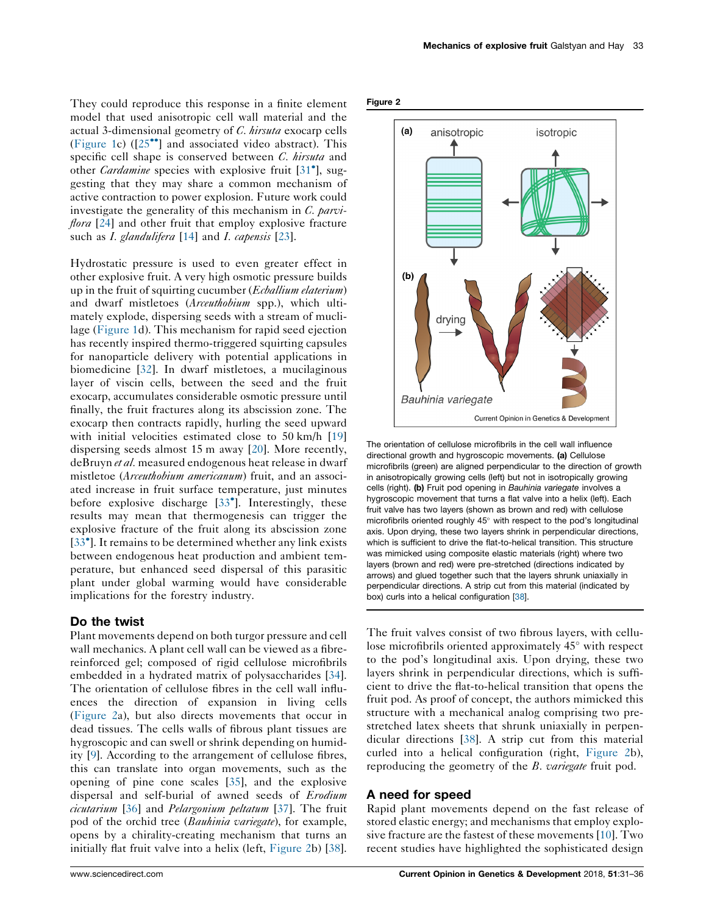They could reproduce this response in a finite element model that used anisotropic cell wall material and the actual 3-dimensional geometry of *C. hirsuta* exocarp cells (Figure 1c) ([25••] and associated video abstract). This specific cell shape is conserved between *C. hirsuta* and other *Cardamine* species with explosive fruit [31•], suggesting that they may share a common mechanism of active contraction to power explosion. Future work could investigate the generality of this mechanism in *C. parviflora* [24] and other fruit that employ explosive fracture such as *I. glandulifera* [14] and *I. capensis* [23].

Hydrostatic pressure is used to even greater effect in other explosive fruit. A very high osmotic pressure builds up in the fruit of squirting cucumber (*Ecballium elaterium*) and dwarf mistletoes (*Arceuthobium* spp.), which ultimately explode, dispersing seeds with a stream of mucilage (Figure 1d). This mechanism for rapid seed ejection has recently inspired thermo-triggered squirting capsules for nanoparticle delivery with potential applications in biomedicine [32]. In dwarf mistletoes, a mucilaginous layer of viscin cells, between the seed and the fruit exocarp, accumulates considerable osmotic pressure until finally, the fruit fractures along its abscission zone. The exocarp then contracts rapidly, hurling the seed upward with initial velocities estimated close to 50 km/h [19] dispersing seeds almost 15 m away [20]. More recently, deBruyn *et al.* measured endogenous heat release in dwarf mistletoe (*Arceuthobium americanum*) fruit, and an associated increase in fruit surface temperature, just minutes before explosive discharge [33•]. Interestingly, these results may mean that thermogenesis can trigger the explosive fracture of the fruit along its abscission zone [33•]. It remains to be determined whether any link exists between endogenous heat production and ambient temperature, but enhanced seed dispersal of this parasitic plant under global warming would have considerable implications for the forestry industry.

## Do the twist

Plant movements depend on both turgor pressure and cell wall mechanics. A plant cell wall can be viewed as a fibre-reinforced gel; composed of rigid cellulose microfibrils embedded in a hydrated matrix of polysaccharides [34]. The orientation of cellulose fibres in the cell wall influences the direction of expansion in living cells (Figure 2a), but also directs movements that occur in dead tissues. The cells walls of fibrous plant tissues are hygroscopic and can swell or shrink depending on humidity [9]. According to the arrangement of cellulose fibres, this can translate into organ movements, such as the opening of pine cone scales [35], and the explosive dispersal and self-burial of awned seeds of *Erodium cicutarium* [36] and *Pelargonium peltatum* [37]. The fruit pod of the orchid tree (*Bauhinia variegate*), for example, opens by a chirality-creating mechanism that turns an initially flat fruit valve into a helix (left, Figure 2b) [38].

**Figure 2**

The orientation of cellulose microfibrils in the cell wall influence directional growth and hygroscopic movements. **(a)** Cellulose microfibrils (green) are aligned perpendicular to the direction of growth in anisotropically growing cells (left) but not in isotropically growing cells (right). **(b)** Fruit pod opening in *Bauhinia variegate* involves a hygroscopic movement that turns a flat valve into a helix (left). Each fruit valve has two layers (shown as brown and red) with cellulose microfibrils oriented roughly 45° with respect to the pod's longitudinal axis. Upon drying, these two layers shrink in perpendicular directions, which is sufficient to drive the flat-to-helical transition. This structure was mimicked using composite elastic materials (right) where two layers (brown and red) were pre-stretched (directions indicated by arrows) and glued together such that the layers shrunk uniaxially in perpendicular directions. A strip cut from this material (indicated by box) curls into a helical configuration [38].

The fruit valves consist of two fibrous layers, with cellulose microfibrils oriented approximately 45° with respect to the pod's longitudinal axis. Upon drying, these two layers shrink in perpendicular directions, which is sufficient to drive the flat-to-helical transition that opens the fruit pod. As proof of concept, the authors mimicked this structure with a mechanical analog comprising two pre-stretched latex sheets that shrunk uniaxially in perpendicular directions [38]. A strip cut from this material curled into a helical configuration (right, Figure 2b), reproducing the geometry of the *B. variegate* fruit pod.

## A need for speed

Rapid plant movements depend on the fast release of stored elastic energy; and mechanisms that employ explosive fracture are the fastest of these movements [10]. Two recent studies have highlighted the sophisticated design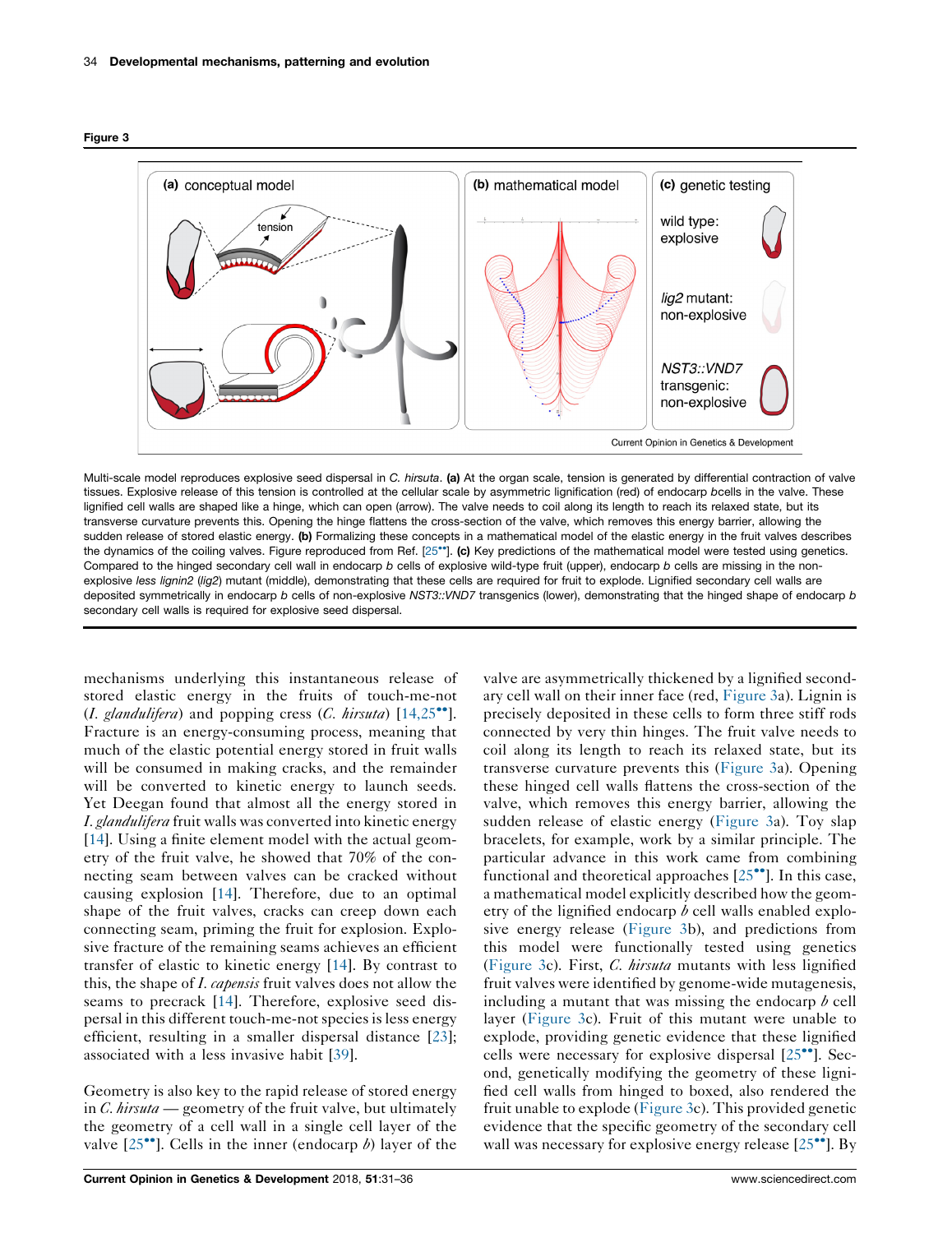Figure 3

Multi-scale model reproduces explosive seed dispersal in *C. hirsuta*. **(a)** At the organ scale, tension is generated by differential contraction of valve tissues. Explosive release of this tension is controlled at the cellular scale by asymmetric lignification (red) of endocarp *b*cells in the valve. These lignified cell walls are shaped like a hinge, which can open (arrow). The valve needs to coil along its length to reach its relaxed state, but its transverse curvature prevents this. Opening the hinge flattens the cross-section of the valve, which removes this energy barrier, allowing the sudden release of stored elastic energy. **(b)** Formalizing these concepts in a mathematical model of the elastic energy in the fruit valves describes the dynamics of the coiling valves. Figure reproduced from Ref. [25••]. **(c)** Key predictions of the mathematical model were tested using genetics. Compared to the hinged secondary cell wall in endocarp *b* cells of explosive wild-type fruit (upper), endocarp *b* cells are missing in the non-explosive *less lignin2* (*lig2*) mutant (middle), demonstrating that these cells are required for fruit to explode. Lignified secondary cell walls are deposited symmetrically in endocarp *b* cells of non-explosive *NST3::VND7* transgenics (lower), demonstrating that the hinged shape of endocarp *b* secondary cell walls is required for explosive seed dispersal.

mechanisms underlying this instantaneous release of stored elastic energy in the fruits of touch-me-not (*I. glandulifera*) and popping cress (*C. hirsuta*) [14,25••]. Fracture is an energy-consuming process, meaning that much of the elastic potential energy stored in fruit walls will be consumed in making cracks, and the remainder will be converted to kinetic energy to launch seeds. Yet Deegan found that almost all the energy stored in *I. glandulifera* fruit walls was converted into kinetic energy [14]. Using a finite element model with the actual geometry of the fruit valve, he showed that 70% of the connecting seam between valves can be cracked without causing explosion [14]. Therefore, due to an optimal shape of the fruit valves, cracks can creep down each connecting seam, priming the fruit for explosion. Explosive fracture of the remaining seams achieves an efficient transfer of elastic to kinetic energy [14]. By contrast to this, the shape of *I. capensis* fruit valves does not allow the seams to precrack [14]. Therefore, explosive seed dispersal in this different touch-me-not species is less energy efficient, resulting in a smaller dispersal distance [23]; associated with a less invasive habit [39].

Geometry is also key to the rapid release of stored energy in *C. hirsuta* — geometry of the fruit valve, but ultimately the geometry of a cell wall in a single cell layer of the valve [25••]. Cells in the inner (endocarp *b*) layer of the valve are asymmetrically thickened by a lignified secondary cell wall on their inner face (red, Figure 3a). Lignin is precisely deposited in these cells to form three stiff rods connected by very thin hinges. The fruit valve needs to coil along its length to reach its relaxed state, but its transverse curvature prevents this (Figure 3a). Opening these hinged cell walls flattens the cross-section of the valve, which removes this energy barrier, allowing the sudden release of elastic energy (Figure 3a). Toy slap bracelets, for example, work by a similar principle. The particular advance in this work came from combining functional and theoretical approaches [25••]. In this case, a mathematical model explicitly described how the geometry of the lignified endocarp *b* cell walls enabled explosive energy release (Figure 3b), and predictions from this model were functionally tested using genetics (Figure 3c). First, *C. hirsuta* mutants with less lignified fruit valves were identified by genome-wide mutagenesis, including a mutant that was missing the endocarp *b* cell layer (Figure 3c). Fruit of this mutant were unable to explode, providing genetic evidence that these lignified cells were necessary for explosive dispersal [25••]. Second, genetically modifying the geometry of these lignified cell walls from hinged to boxed, also rendered the fruit unable to explode (Figure 3c). This provided genetic evidence that the specific geometry of the secondary cell wall was necessary for explosive energy release [25••]. By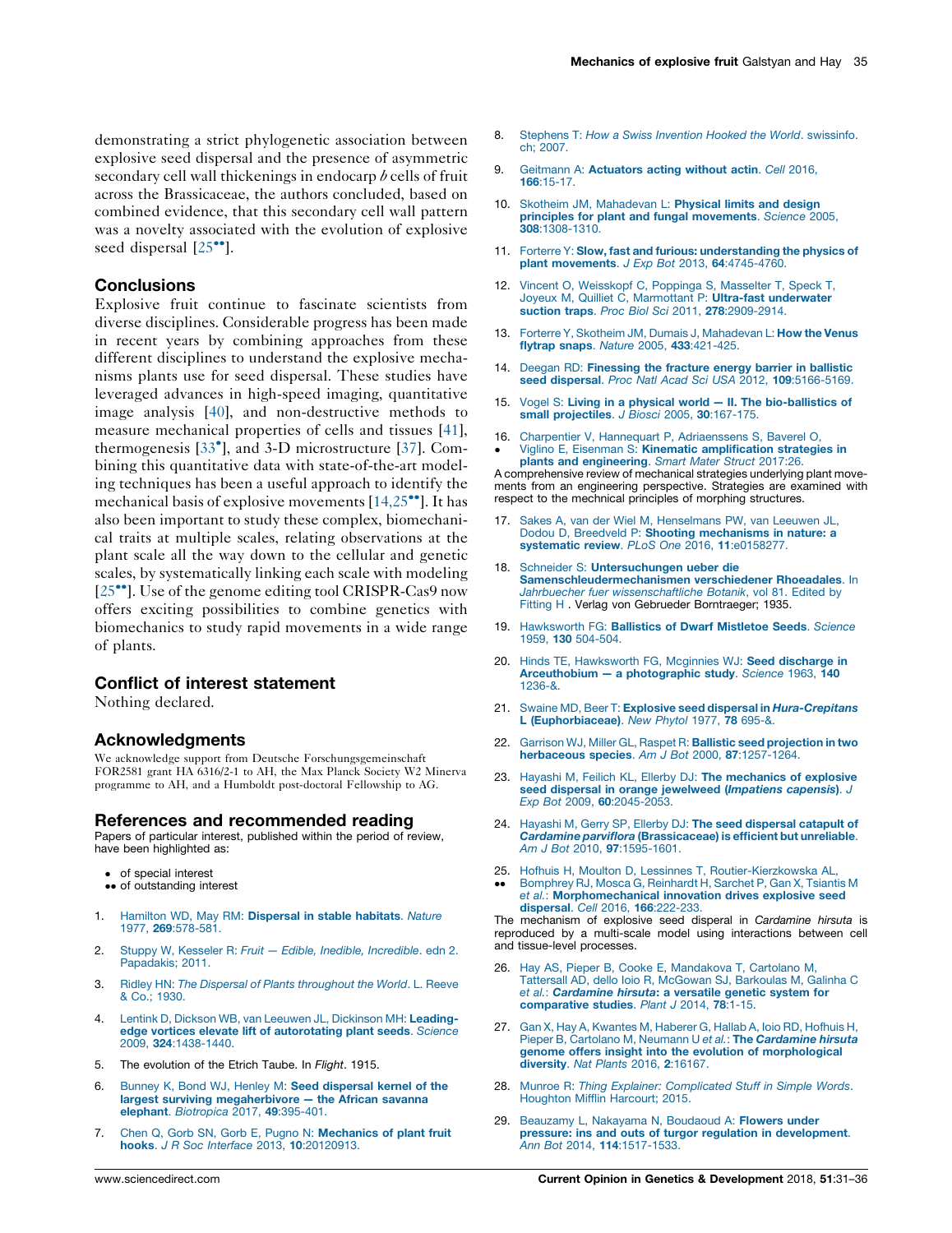demonstrating a strict phylogenetic association between explosive seed dispersal and the presence of asymmetric secondary cell wall thickenings in endocarp *b* cells of fruit across the Brassicaceae, the authors concluded, based on combined evidence, that this secondary cell wall pattern was a novelty associated with the evolution of explosive seed dispersal [25••].

## Conclusions

Explosive fruit continue to fascinate scientists from diverse disciplines. Considerable progress has been made in recent years by combining approaches from these different disciplines to understand the explosive mechanisms plants use for seed dispersal. These studies have leveraged advances in high-speed imaging, quantitative image analysis [40], and non-destructive methods to measure mechanical properties of cells and tissues [41], thermogenesis [33•], and 3-D microstructure [37]. Combining this quantitative data with state-of-the-art modeling techniques has been a useful approach to identify the mechanical basis of explosive movements [14,25••]. It has also been important to study these complex, biomechanical traits at multiple scales, relating observations at the plant scale all the way down to the cellular and genetic scales, by systematically linking each scale with modeling [25••]. Use of the genome editing tool CRISPR-Cas9 now offers exciting possibilities to combine genetics with biomechanics to study rapid movements in a wide range of plants.

## Conflict of interest statement

Nothing declared.

## Acknowledgments

We acknowledge support from Deutsche Forschungsgemeinschaft FOR2581 grant HA 6316/2-1 to AH, the Max Planck Society W2 Minerva programme to AH, and a Humboldt post-doctoral Fellowship to AG.

## References and recommended reading

Papers of particular interest, published within the period of review, have been highlighted as:

- • of special interest
- •• of outstanding interest

1. Hamilton WD, May RM: **Dispersal in stable habitats**. *Nature* 1977, **269**:578-581.

2. Stuppy W, Kesseler R: *Fruit — Edible, Inedible, Incredible*. edn 2. Papadakis; 2011.

3. Ridley HN: *The Dispersal of Plants throughout the World*. L. Reeve & Co.; 1930.

4. Lentink D, Dickson WB, van Leeuwen JL, Dickinson MH: **Leading-edge vortices elevate lift of autorotating plant seeds**. *Science* 2009, **324**:1438-1440.

5. The evolution of the Etrich Taube. In *Flight*. 1915.

6. Bunney K, Bond WJ, Henley M: **Seed dispersal kernel of the largest surviving megaherbivore — the African savanna elephant**. *Biotropica* 2017, **49**:395-401.

7. Chen Q, Gorb SN, Gorb E, Pugno N: **Mechanics of plant fruit hooks**. *J R Soc Interface* 2013, **10**:20120913.

8. Stephens T: *How a Swiss Invention Hooked the World*. swissinfo.ch; 2007.

9. Geitmann A: **Actuators acting without actin**. *Cell* 2016, **166**:15-17.

10. Skotheim JM, Mahadevan L: **Physical limits and design principles for plant and fungal movements**. *Science* 2005, **308**:1308-1310.

11. Forterre Y: **Slow, fast and furious: understanding the physics of plant movements**. *J Exp Bot* 2013, **64**:4745-4760.

12. Vincent O, Weisskopf C, Poppinga S, Masselter T, Speck T, Joyeux M, Quilliet C, Marmottant P: **Ultra-fast underwater suction traps**. *Proc Biol Sci* 2011, **278**:2909-2914.

13. Forterre Y, Skotheim JM, Dumais J, Mahadevan L: **How the Venus flytrap snaps**. *Nature* 2005, **433**:421-425.

14. Deegan RD: **Finessing the fracture energy barrier in ballistic seed dispersal**. *Proc Natl Acad Sci USA* 2012, **109**:5166-5169.

15. Vogel S: **Living in a physical world — II. The bio-ballistics of small projectiles**. *J Biosci* 2005, **30**:167-175.

16. • Charpentier V, Hannequart P, Adriaenssens S, Baverel O, Viglino E, Eisenman S: **Kinematic amplification strategies in plants and engineering**. *Smart Mater Struct* 2017:26.
A comprehensive review of mechanical strategies underlying plant movements from an engineering perspective. Strategies are examined with respect to the mechnical principles of morphing structures.

17. Sakes A, van der Wiel M, Henselmans PW, van Leeuwen JL, Dodou D, Breedveld P: **Shooting mechanisms in nature: a systematic review**. *PLoS One* 2016, **11**:e0158277.

18. Schneider S: **Untersuchungen ueber die Samenschleudermechanismen verschiedener Rhoeadales**. In *Jahrbuecher fuer wissenschaftliche Botanik*, vol 81. Edited by Fitting H . Verlag von Gebrueder Borntraeger; 1935.

19. Hawksworth FG: **Ballistics of Dwarf Mistletoe Seeds**. *Science* 1959, **130** 504-504.

20. Hinds TE, Hawksworth FG, Mcginnies WJ: **Seed discharge in Arceuthobium — a photographic study**. *Science* 1963, **140** 1236-&.

21. Swaine MD, Beer T: **Explosive seed dispersal in *Hura-Crepitans* L (Euphorbiaceae)**. *New Phytol* 1977, **78** 695-&.

22. Garrison WJ, Miller GL, Raspet R: **Ballistic seed projection in two herbaceous species**. *Am J Bot* 2000, **87**:1257-1264.

23. Hayashi M, Feilich KL, Ellerby DJ: **The mechanics of explosive seed dispersal in orange jewelweed (*Impatiens capensis*)**. *J Exp Bot* 2009, **60**:2045-2053.

24. Hayashi M, Gerry SP, Ellerby DJ: **The seed dispersal catapult of *Cardamine parviflora* (Brassicaceae) is efficient but unreliable**. *Am J Bot* 2010, **97**:1595-1601.

25. •• Hofhuis H, Moulton D, Lessinnes T, Routier-Kierzkowska AL, Bomphrey RJ, Mosca G, Reinhardt H, Sarchet P, Gan X, Tsiantis M *et al.*: **Morphomechanical innovation drives explosive seed dispersal**. *Cell* 2016, **166**:222-233.
The mechanism of explosive seed disperal in *Cardamine hirsuta* is reproduced by a multi-scale model using interactions between cell and tissue-level processes.

26. Hay AS, Pieper B, Cooke E, Mandakova T, Cartolano M, Tattersall AD, dello Ioio R, McGowan SJ, Barkoulas M, Galinha C *et al.*: ***Cardamine hirsuta*: a versatile genetic system for comparative studies**. *Plant J* 2014, **78**:1-15.

27. Gan X, Hay A, Kwantes M, Haberer G, Hallab A, Ioio RD, Hofhuis H, Pieper B, Cartolano M, Neumann U *et al.*: **The *Cardamine hirsuta* genome offers insight into the evolution of morphological diversity**. *Nat Plants* 2016, **2**:16167.

28. Munroe R: *Thing Explainer: Complicated Stuff in Simple Words*. Houghton Mifflin Harcourt; 2015.

29. Beauzamy L, Nakayama N, Boudaoud A: **Flowers under pressure: ins and outs of turgor regulation in development**. *Ann Bot* 2014, **114**:1517-1533.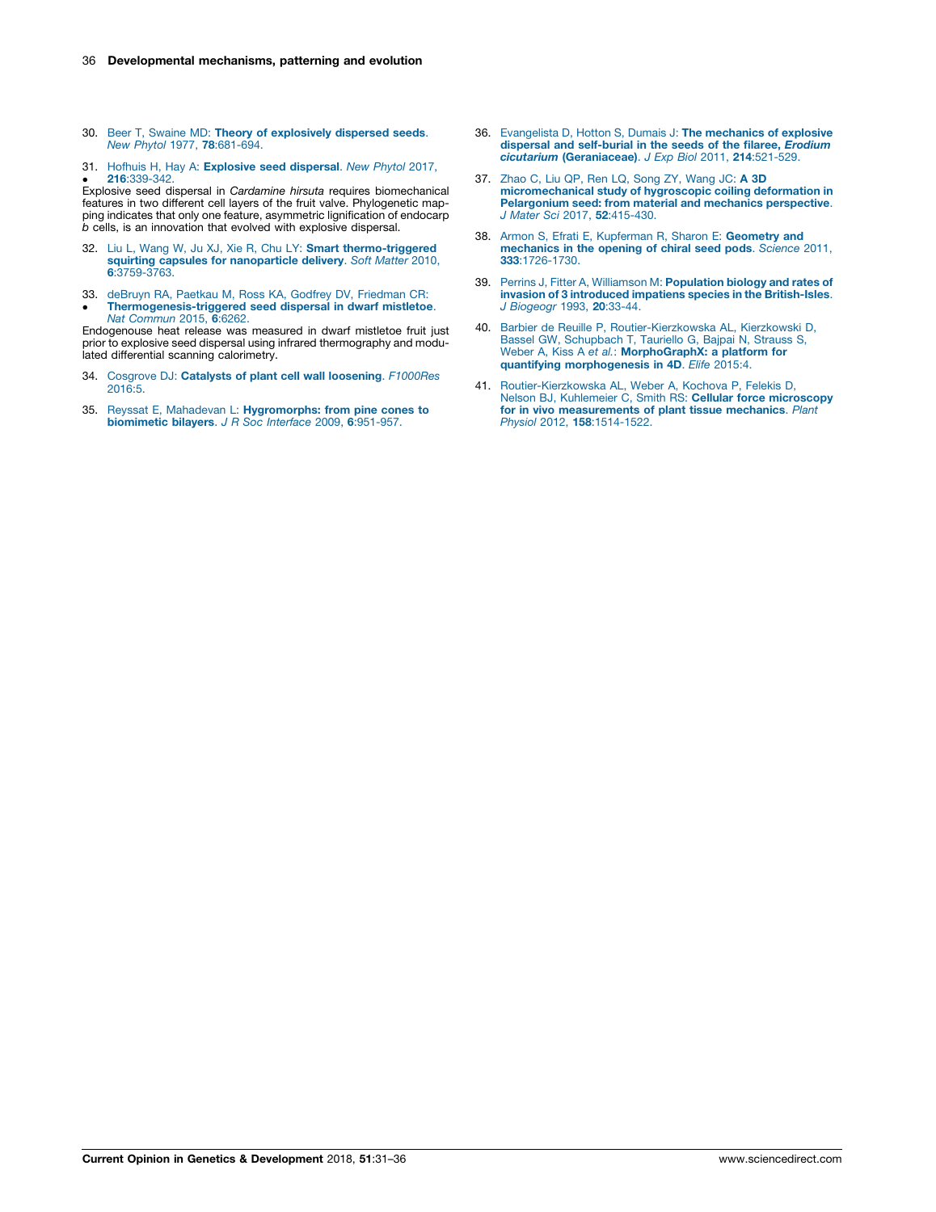30. Beer T, Swaine MD: **Theory of explosively dispersed seeds**. *New Phytol* 1977, **78**:681-694.

31. • Hofhuis H, Hay A: **Explosive seed dispersal**. *New Phytol* 2017, **216**:339-342.
Explosive seed dispersal in *Cardamine hirsuta* requires biomechanical features in two different cell layers of the fruit valve. Phylogenetic mapping indicates that only one feature, asymmetric lignification of endocarp *b* cells, is an innovation that evolved with explosive dispersal.

32. Liu L, Wang W, Ju XJ, Xie R, Chu LY: **Smart thermo-triggered squirting capsules for nanoparticle delivery**. *Soft Matter* 2010, **6**:3759-3763.

33. • deBruyn RA, Paetkau M, Ross KA, Godfrey DV, Friedman CR: **Thermogenesis-triggered seed dispersal in dwarf mistletoe**. *Nat Commun* 2015, **6**:6262.
Endogenouse heat release was measured in dwarf mistletoe fruit just prior to explosive seed dispersal using infrared thermography and modulated differential scanning calorimetry.

34. Cosgrove DJ: **Catalysts of plant cell wall loosening**. *F1000Res* 2016:5.

35. Reyssat E, Mahadevan L: **Hygromorphs: from pine cones to biomimetic bilayers**. *J R Soc Interface* 2009, **6**:951-957.

36. Evangelista D, Hotton S, Dumais J: **The mechanics of explosive dispersal and self-burial in the seeds of the filaree, *Erodium cicutarium* (Geraniaceae)**. *J Exp Biol* 2011, **214**:521-529.

37. Zhao C, Liu QP, Ren LQ, Song ZY, Wang JC: **A 3D micromechanical study of hygroscopic coiling deformation in Pelargonium seed: from material and mechanics perspective**. *J Mater Sci* 2017, **52**:415-430.

38. Armon S, Efrati E, Kupferman R, Sharon E: **Geometry and mechanics in the opening of chiral seed pods**. *Science* 2011, **333**:1726-1730.

39. Perrins J, Fitter A, Williamson M: **Population biology and rates of invasion of 3 introduced impatiens species in the British-Isles**. *J Biogeogr* 1993, **20**:33-44.

40. Barbier de Reuille P, Routier-Kierzkowska AL, Kierzkowski D, Bassel GW, Schupbach T, Tauriello G, Bajpai N, Strauss S, Weber A, Kiss A *et al.*: **MorphoGraphX: a platform for quantifying morphogenesis in 4D**. *Elife* 2015:4.

41. Routier-Kierzkowska AL, Weber A, Kochova P, Felekis D, Nelson BJ, Kuhlemeier C, Smith RS: **Cellular force microscopy for in vivo measurements of plant tissue mechanics**. *Plant Physiol* 2012, **158**:1514-1522.